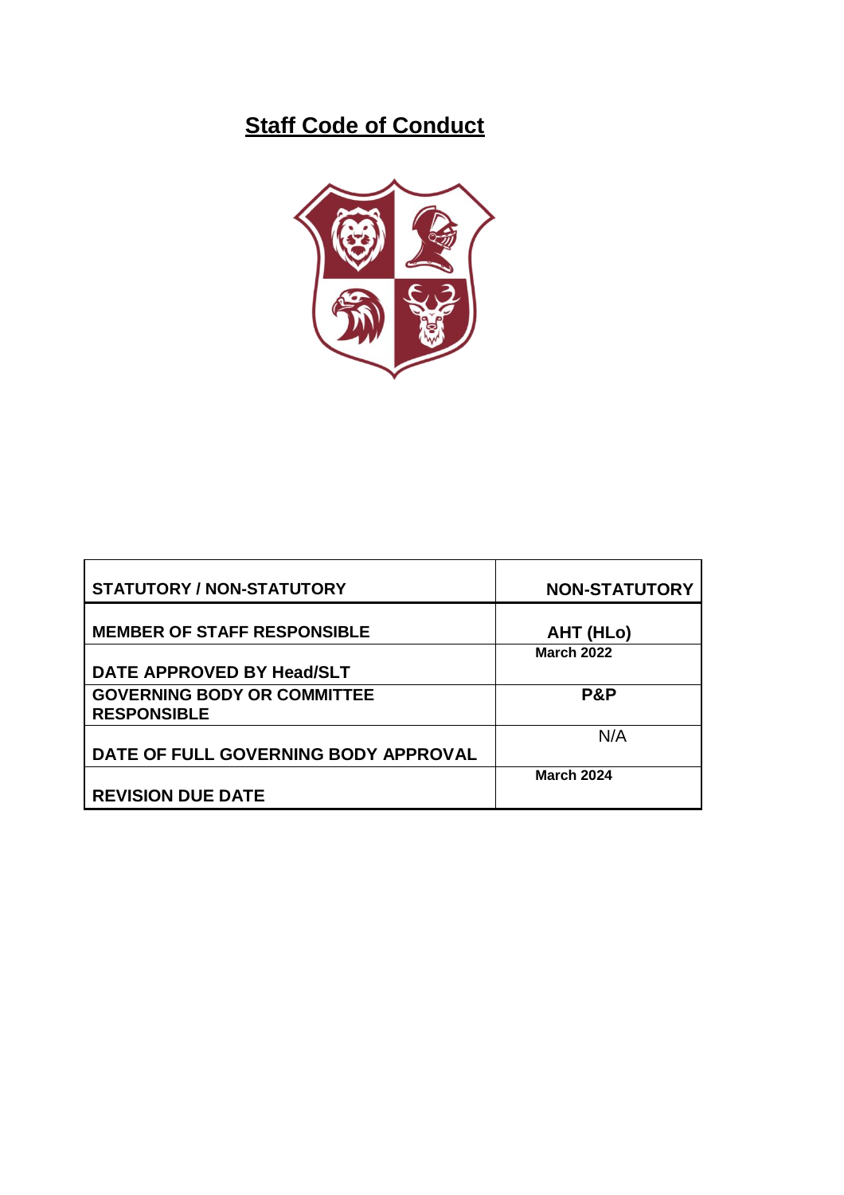# Staff Code of Conduct

| STATUTORY / NON-STATUTORY | NON-STATUTORY |
|---|---|
| MEMBER OF STAFF RESPONSIBLE | AHT (HLo) |
| DATE APPROVED BY Head/SLT | March 2022 |
| GOVERNING BODY OR COMMITTEE RESPONSIBLE | P&P |
| DATE OF FULL GOVERNING BODY APPROVAL | N/A |
| REVISION DUE DATE | March 2024 |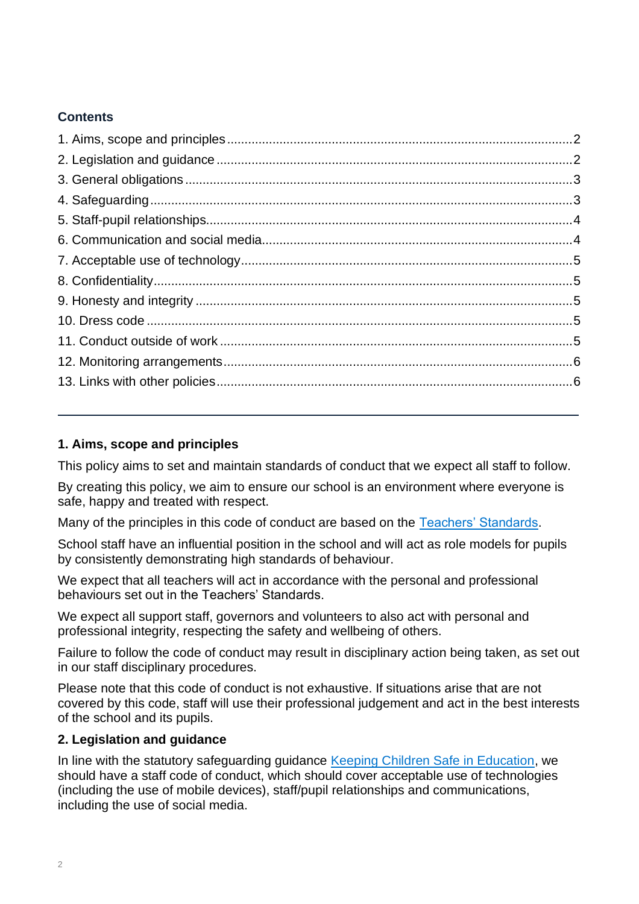**Contents**

1. Aims, scope and principles ........ 2
2. Legislation and guidance ........ 2
3. General obligations ........ 3
4. Safeguarding ........ 3
5. Staff-pupil relationships ........ 4
6. Communication and social media ........ 4
7. Acceptable use of technology ........ 5
8. Confidentiality ........ 5
9. Honesty and integrity ........ 5
10. Dress code ........ 5
11. Conduct outside of work ........ 5
12. Monitoring arrangements ........ 6
13. Links with other policies ........ 6

---

## 1. Aims, scope and principles

This policy aims to set and maintain standards of conduct that we expect all staff to follow.

By creating this policy, we aim to ensure our school is an environment where everyone is safe, happy and treated with respect.

Many of the principles in this code of conduct are based on the Teachers' Standards.

School staff have an influential position in the school and will act as role models for pupils by consistently demonstrating high standards of behaviour.

We expect that all teachers will act in accordance with the personal and professional behaviours set out in the Teachers' Standards.

We expect all support staff, governors and volunteers to also act with personal and professional integrity, respecting the safety and wellbeing of others.

Failure to follow the code of conduct may result in disciplinary action being taken, as set out in our staff disciplinary procedures.

Please note that this code of conduct is not exhaustive. If situations arise that are not covered by this code, staff will use their professional judgement and act in the best interests of the school and its pupils.

## 2. Legislation and guidance

In line with the statutory safeguarding guidance Keeping Children Safe in Education, we should have a staff code of conduct, which should cover acceptable use of technologies (including the use of mobile devices), staff/pupil relationships and communications, including the use of social media.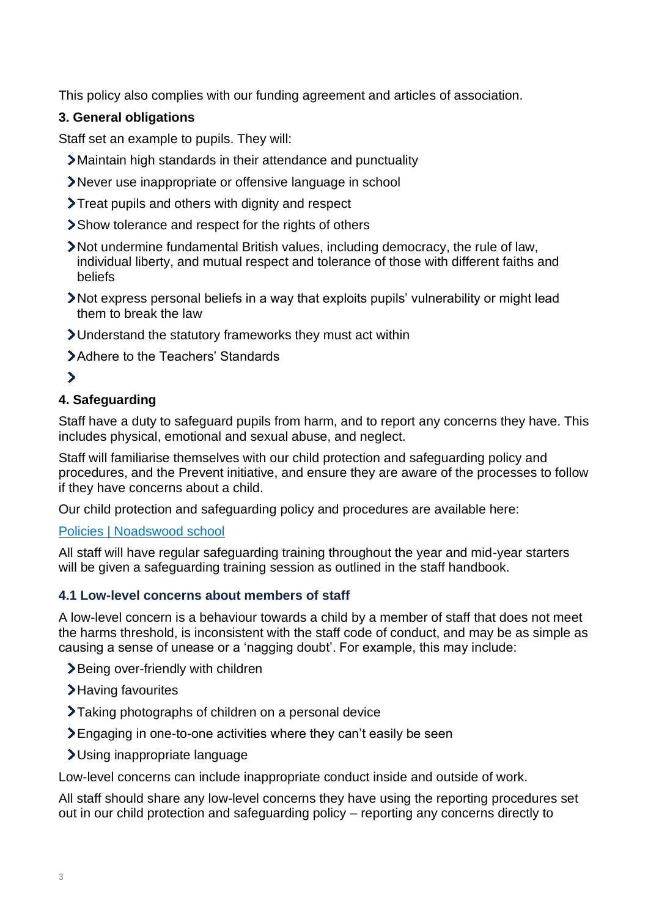This policy also complies with our funding agreement and articles of association.

## 3. General obligations

Staff set an example to pupils. They will:

- Maintain high standards in their attendance and punctuality
- Never use inappropriate or offensive language in school
- Treat pupils and others with dignity and respect
- Show tolerance and respect for the rights of others
- Not undermine fundamental British values, including democracy, the rule of law, individual liberty, and mutual respect and tolerance of those with different faiths and beliefs
- Not express personal beliefs in a way that exploits pupils' vulnerability or might lead them to break the law
- Understand the statutory frameworks they must act within
- Adhere to the Teachers' Standards
-

## 4. Safeguarding

Staff have a duty to safeguard pupils from harm, and to report any concerns they have. This includes physical, emotional and sexual abuse, and neglect.

Staff will familiarise themselves with our child protection and safeguarding policy and procedures, and the Prevent initiative, and ensure they are aware of the processes to follow if they have concerns about a child.

Our child protection and safeguarding policy and procedures are available here:

[Policies | Noadswood school]()

All staff will have regular safeguarding training throughout the year and mid-year starters will be given a safeguarding training session as outlined in the staff handbook.

### 4.1 Low-level concerns about members of staff

A low-level concern is a behaviour towards a child by a member of staff that does not meet the harms threshold, is inconsistent with the staff code of conduct, and may be as simple as causing a sense of unease or a 'nagging doubt'. For example, this may include:

- Being over-friendly with children
- Having favourites
- Taking photographs of children on a personal device
- Engaging in one-to-one activities where they can't easily be seen
- Using inappropriate language

Low-level concerns can include inappropriate conduct inside and outside of work.

All staff should share any low-level concerns they have using the reporting procedures set out in our child protection and safeguarding policy – reporting any concerns directly to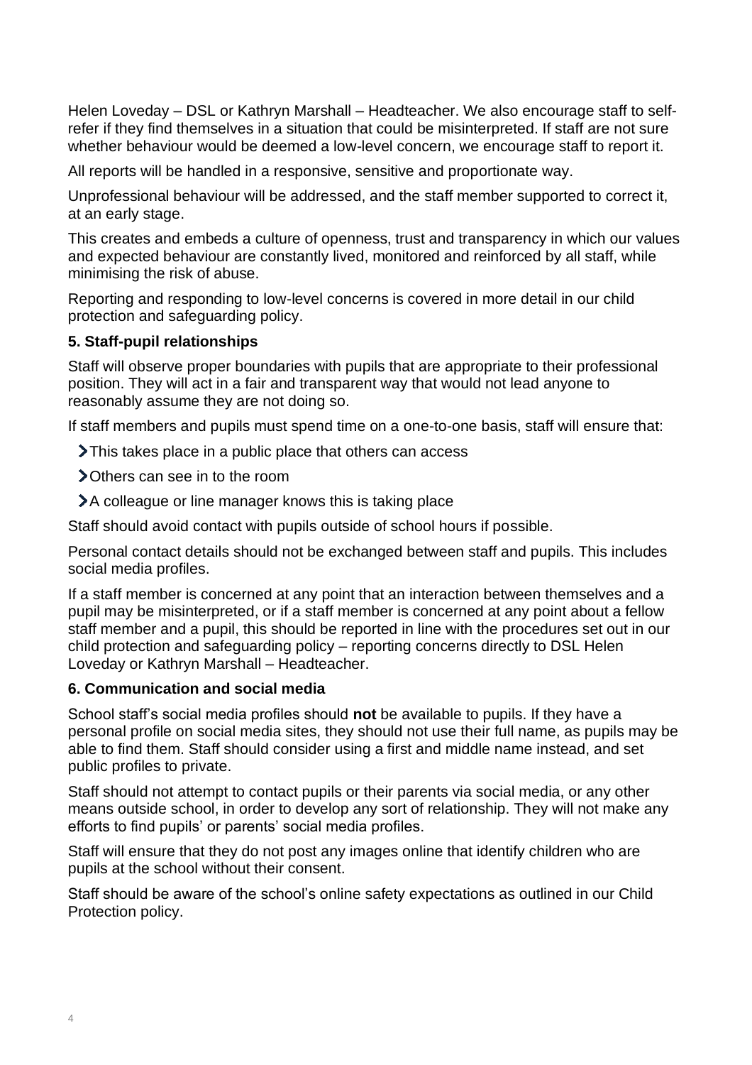Helen Loveday – DSL or Kathryn Marshall – Headteacher. We also encourage staff to self-refer if they find themselves in a situation that could be misinterpreted. If staff are not sure whether behaviour would be deemed a low-level concern, we encourage staff to report it.

All reports will be handled in a responsive, sensitive and proportionate way.

Unprofessional behaviour will be addressed, and the staff member supported to correct it, at an early stage.

This creates and embeds a culture of openness, trust and transparency in which our values and expected behaviour are constantly lived, monitored and reinforced by all staff, while minimising the risk of abuse.

Reporting and responding to low-level concerns is covered in more detail in our child protection and safeguarding policy.

### 5. Staff-pupil relationships

Staff will observe proper boundaries with pupils that are appropriate to their professional position. They will act in a fair and transparent way that would not lead anyone to reasonably assume they are not doing so.

If staff members and pupils must spend time on a one-to-one basis, staff will ensure that:

- This takes place in a public place that others can access
- Others can see in to the room
- A colleague or line manager knows this is taking place

Staff should avoid contact with pupils outside of school hours if possible.

Personal contact details should not be exchanged between staff and pupils. This includes social media profiles.

If a staff member is concerned at any point that an interaction between themselves and a pupil may be misinterpreted, or if a staff member is concerned at any point about a fellow staff member and a pupil, this should be reported in line with the procedures set out in our child protection and safeguarding policy – reporting concerns directly to DSL Helen Loveday or Kathryn Marshall – Headteacher.

### 6. Communication and social media

School staff's social media profiles should **not** be available to pupils. If they have a personal profile on social media sites, they should not use their full name, as pupils may be able to find them. Staff should consider using a first and middle name instead, and set public profiles to private.

Staff should not attempt to contact pupils or their parents via social media, or any other means outside school, in order to develop any sort of relationship. They will not make any efforts to find pupils' or parents' social media profiles.

Staff will ensure that they do not post any images online that identify children who are pupils at the school without their consent.

Staff should be aware of the school's online safety expectations as outlined in our Child Protection policy.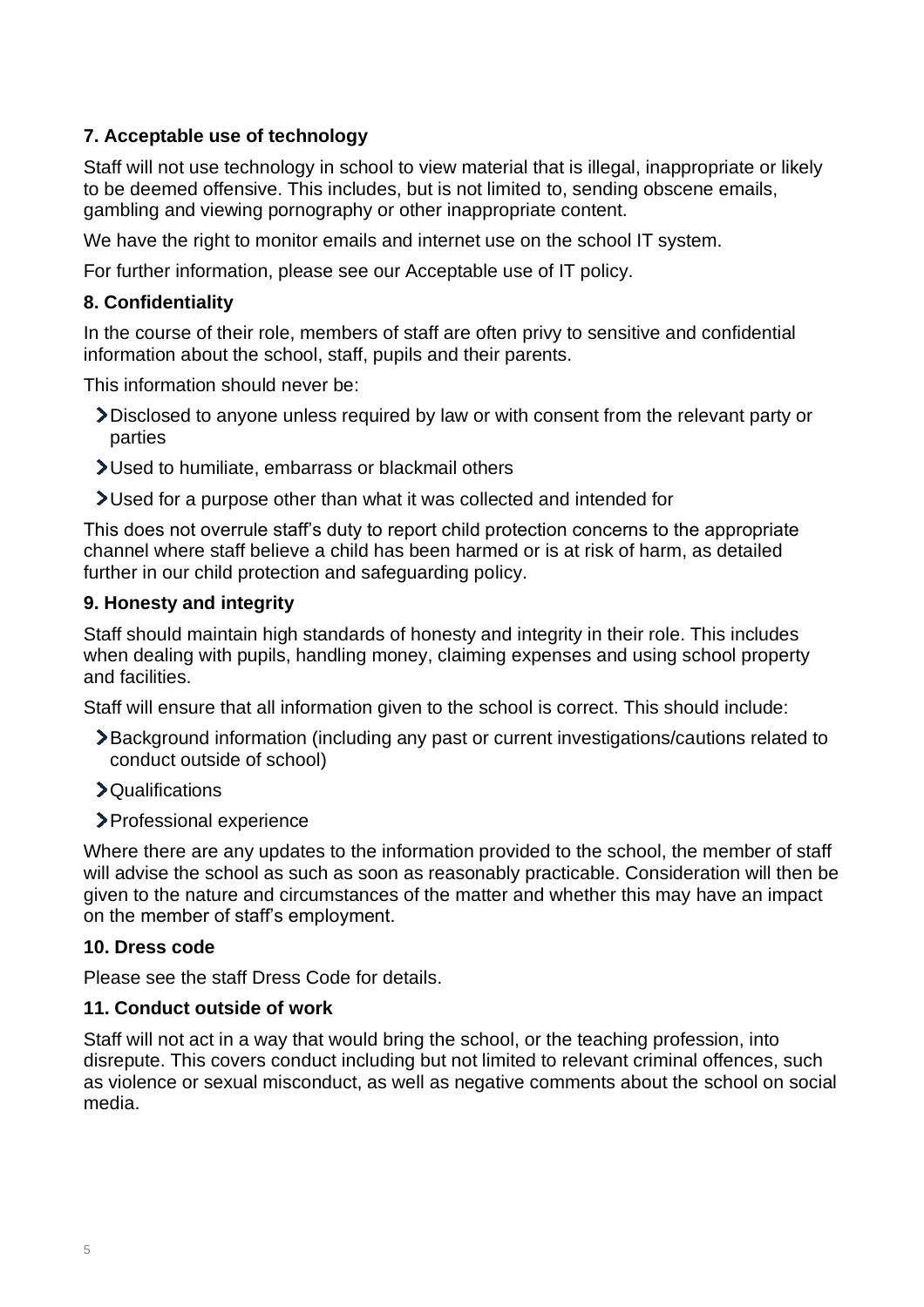### 7. Acceptable use of technology

Staff will not use technology in school to view material that is illegal, inappropriate or likely to be deemed offensive. This includes, but is not limited to, sending obscene emails, gambling and viewing pornography or other inappropriate content.

We have the right to monitor emails and internet use on the school IT system.

For further information, please see our Acceptable use of IT policy.

### 8. Confidentiality

In the course of their role, members of staff are often privy to sensitive and confidential information about the school, staff, pupils and their parents.

This information should never be:

- Disclosed to anyone unless required by law or with consent from the relevant party or parties
- Used to humiliate, embarrass or blackmail others
- Used for a purpose other than what it was collected and intended for

This does not overrule staff's duty to report child protection concerns to the appropriate channel where staff believe a child has been harmed or is at risk of harm, as detailed further in our child protection and safeguarding policy.

### 9. Honesty and integrity

Staff should maintain high standards of honesty and integrity in their role. This includes when dealing with pupils, handling money, claiming expenses and using school property and facilities.

Staff will ensure that all information given to the school is correct. This should include:

- Background information (including any past or current investigations/cautions related to conduct outside of school)
- Qualifications
- Professional experience

Where there are any updates to the information provided to the school, the member of staff will advise the school as such as soon as reasonably practicable. Consideration will then be given to the nature and circumstances of the matter and whether this may have an impact on the member of staff's employment.

### 10. Dress code

Please see the staff Dress Code for details.

### 11. Conduct outside of work

Staff will not act in a way that would bring the school, or the teaching profession, into disrepute. This covers conduct including but not limited to relevant criminal offences, such as violence or sexual misconduct, as well as negative comments about the school on social media.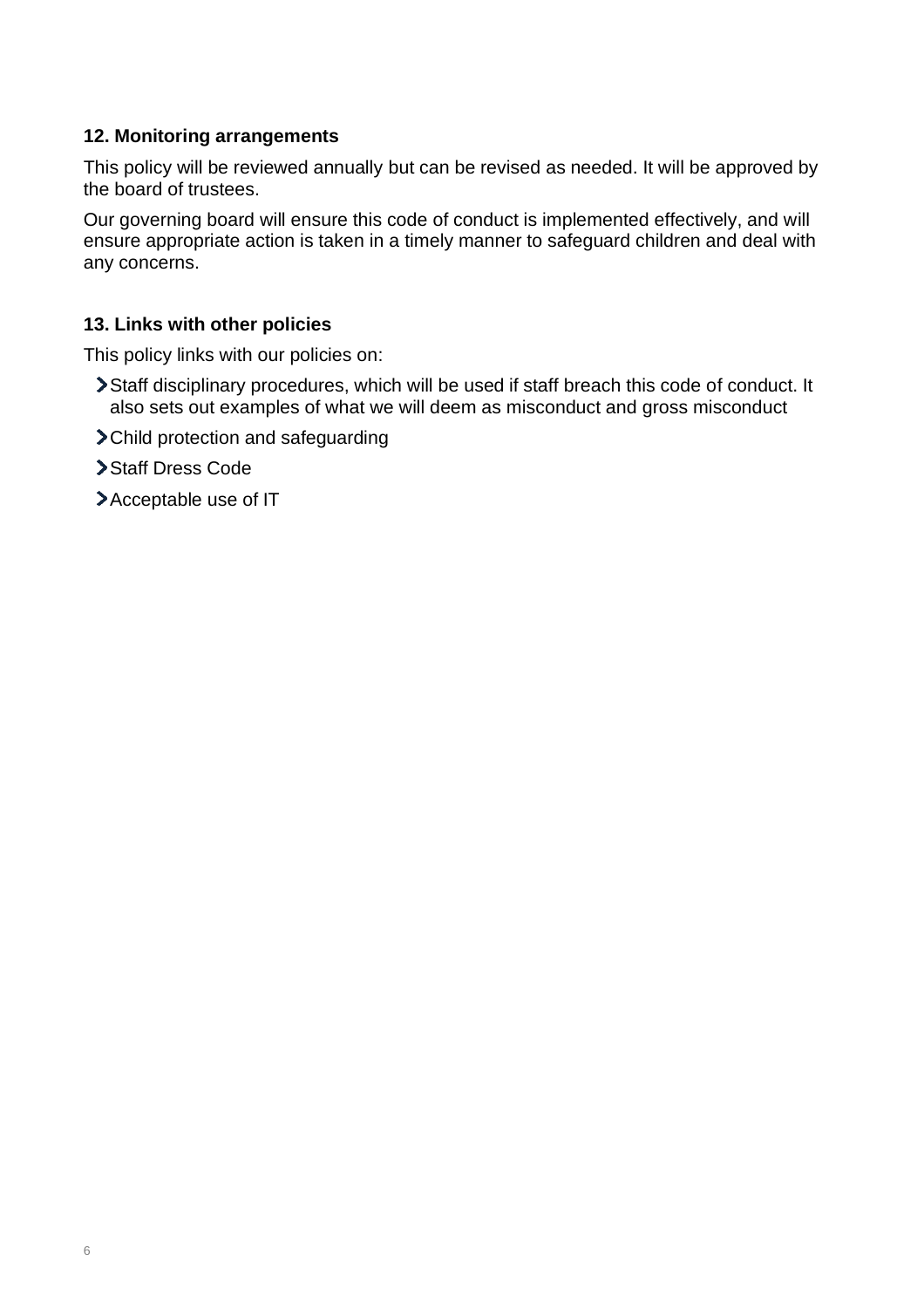## 12. Monitoring arrangements

This policy will be reviewed annually but can be revised as needed. It will be approved by the board of trustees.

Our governing board will ensure this code of conduct is implemented effectively, and will ensure appropriate action is taken in a timely manner to safeguard children and deal with any concerns.

## 13. Links with other policies

This policy links with our policies on:

- Staff disciplinary procedures, which will be used if staff breach this code of conduct. It also sets out examples of what we will deem as misconduct and gross misconduct
- Child protection and safeguarding
- Staff Dress Code
- Acceptable use of IT